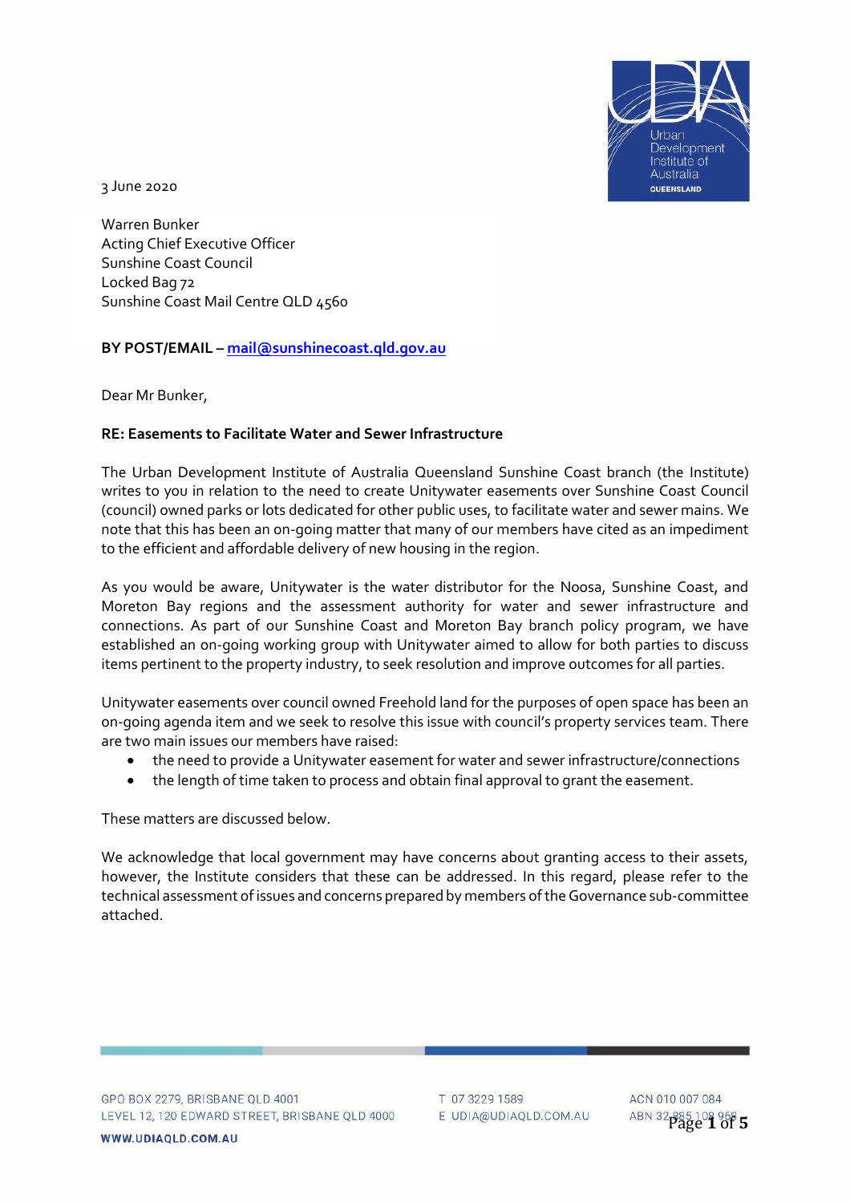3 June 2020

Warren Bunker
Acting Chief Executive Officer
Sunshine Coast Council
Locked Bag 72
Sunshine Coast Mail Centre QLD 4560

**BY POST/EMAIL – mail@sunshinecoast.qld.gov.au**

Dear Mr Bunker,

**RE: Easements to Facilitate Water and Sewer Infrastructure**

The Urban Development Institute of Australia Queensland Sunshine Coast branch (the Institute) writes to you in relation to the need to create Unitywater easements over Sunshine Coast Council (council) owned parks or lots dedicated for other public uses, to facilitate water and sewer mains. We note that this has been an on-going matter that many of our members have cited as an impediment to the efficient and affordable delivery of new housing in the region.

As you would be aware, Unitywater is the water distributor for the Noosa, Sunshine Coast, and Moreton Bay regions and the assessment authority for water and sewer infrastructure and connections. As part of our Sunshine Coast and Moreton Bay branch policy program, we have established an on-going working group with Unitywater aimed to allow for both parties to discuss items pertinent to the property industry, to seek resolution and improve outcomes for all parties.

Unitywater easements over council owned Freehold land for the purposes of open space has been an on-going agenda item and we seek to resolve this issue with council's property services team. There are two main issues our members have raised:

- the need to provide a Unitywater easement for water and sewer infrastructure/connections
- the length of time taken to process and obtain final approval to grant the easement.

These matters are discussed below.

We acknowledge that local government may have concerns about granting access to their assets, however, the Institute considers that these can be addressed. In this regard, please refer to the technical assessment of issues and concerns prepared by members of the Governance sub-committee attached.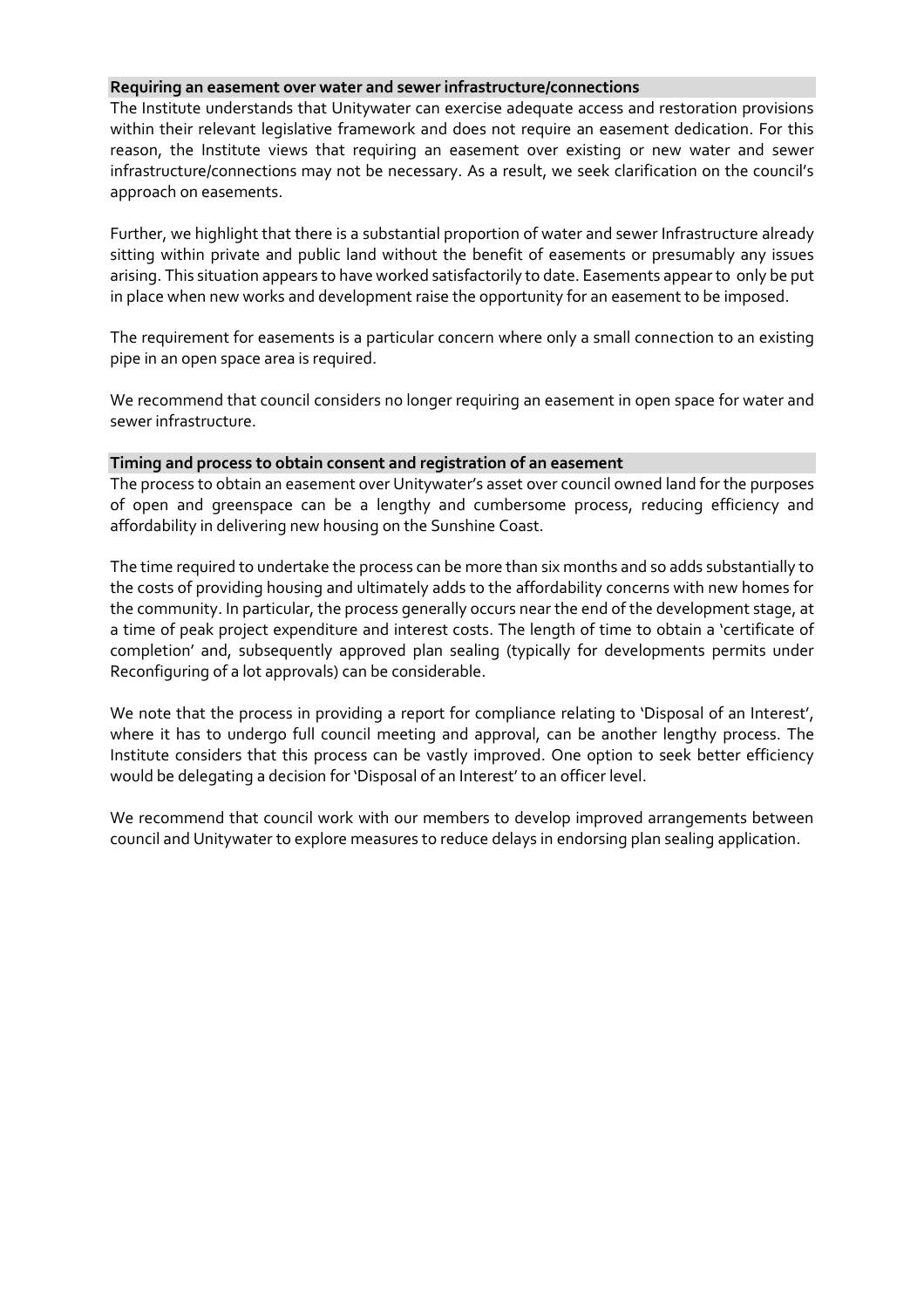**Requiring an easement over water and sewer infrastructure/connections**

The Institute understands that Unitywater can exercise adequate access and restoration provisions within their relevant legislative framework and does not require an easement dedication. For this reason, the Institute views that requiring an easement over existing or new water and sewer infrastructure/connections may not be necessary. As a result, we seek clarification on the council's approach on easements.

Further, we highlight that there is a substantial proportion of water and sewer Infrastructure already sitting within private and public land without the benefit of easements or presumably any issues arising. This situation appears to have worked satisfactorily to date. Easements appear to only be put in place when new works and development raise the opportunity for an easement to be imposed.

The requirement for easements is a particular concern where only a small connection to an existing pipe in an open space area is required.

We recommend that council considers no longer requiring an easement in open space for water and sewer infrastructure.

**Timing and process to obtain consent and registration of an easement**

The process to obtain an easement over Unitywater's asset over council owned land for the purposes of open and greenspace can be a lengthy and cumbersome process, reducing efficiency and affordability in delivering new housing on the Sunshine Coast.

The time required to undertake the process can be more than six months and so adds substantially to the costs of providing housing and ultimately adds to the affordability concerns with new homes for the community. In particular, the process generally occurs near the end of the development stage, at a time of peak project expenditure and interest costs. The length of time to obtain a 'certificate of completion' and, subsequently approved plan sealing (typically for developments permits under Reconfiguring of a lot approvals) can be considerable.

We note that the process in providing a report for compliance relating to 'Disposal of an Interest', where it has to undergo full council meeting and approval, can be another lengthy process. The Institute considers that this process can be vastly improved. One option to seek better efficiency would be delegating a decision for 'Disposal of an Interest' to an officer level.

We recommend that council work with our members to develop improved arrangements between council and Unitywater to explore measures to reduce delays in endorsing plan sealing application.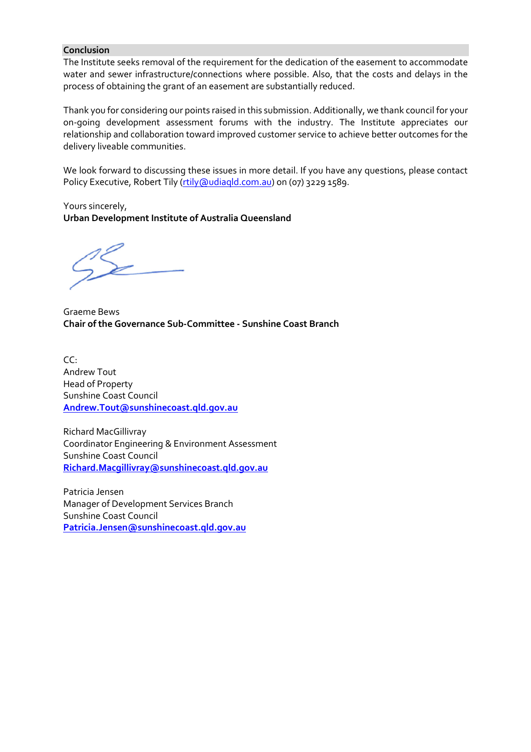## Conclusion

The Institute seeks removal of the requirement for the dedication of the easement to accommodate water and sewer infrastructure/connections where possible. Also, that the costs and delays in the process of obtaining the grant of an easement are substantially reduced.

Thank you for considering our points raised in this submission. Additionally, we thank council for your on-going development assessment forums with the industry. The Institute appreciates our relationship and collaboration toward improved customer service to achieve better outcomes for the delivery liveable communities.

We look forward to discussing these issues in more detail. If you have any questions, please contact Policy Executive, Robert Tily (rtily@udiaqld.com.au) on (07) 3229 1589.

Yours sincerely,
**Urban Development Institute of Australia Queensland**

Graeme Bews
**Chair of the Governance Sub-Committee - Sunshine Coast Branch**

CC:
Andrew Tout
Head of Property
Sunshine Coast Council
**Andrew.Tout@sunshinecoast.qld.gov.au**

Richard MacGillivray
Coordinator Engineering & Environment Assessment
Sunshine Coast Council
**Richard.Macgillivray@sunshinecoast.qld.gov.au**

Patricia Jensen
Manager of Development Services Branch
Sunshine Coast Council
**Patricia.Jensen@sunshinecoast.qld.gov.au**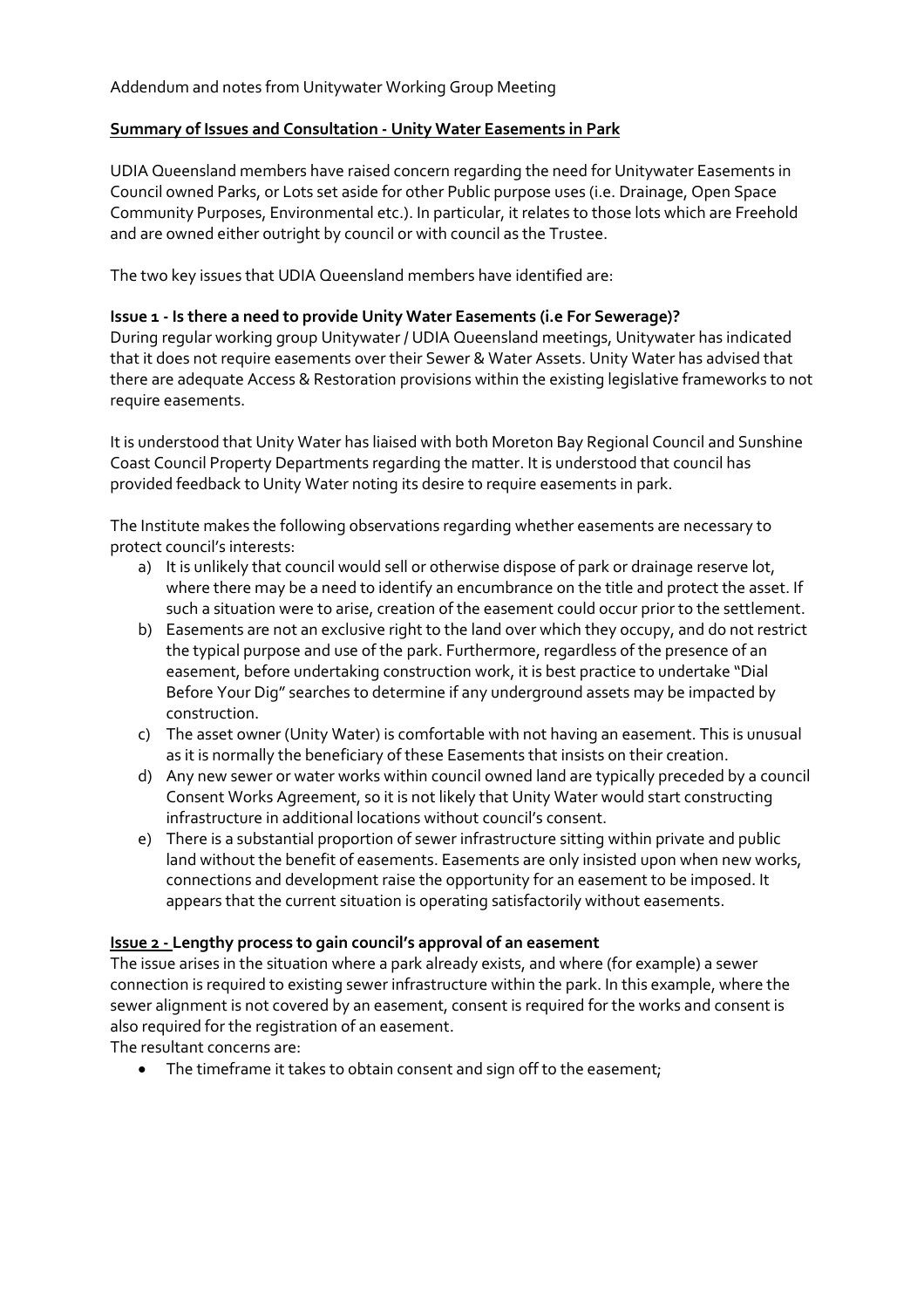Addendum and notes from Unitywater Working Group Meeting

**Summary of Issues and Consultation - Unity Water Easements in Park**

UDIA Queensland members have raised concern regarding the need for Unitywater Easements in Council owned Parks, or Lots set aside for other Public purpose uses (i.e. Drainage, Open Space Community Purposes, Environmental etc.). In particular, it relates to those lots which are Freehold and are owned either outright by council or with council as the Trustee.

The two key issues that UDIA Queensland members have identified are:

**Issue 1 - Is there a need to provide Unity Water Easements (i.e For Sewerage)?**

During regular working group Unitywater / UDIA Queensland meetings, Unitywater has indicated that it does not require easements over their Sewer & Water Assets. Unity Water has advised that there are adequate Access & Restoration provisions within the existing legislative frameworks to not require easements.

It is understood that Unity Water has liaised with both Moreton Bay Regional Council and Sunshine Coast Council Property Departments regarding the matter. It is understood that council has provided feedback to Unity Water noting its desire to require easements in park.

The Institute makes the following observations regarding whether easements are necessary to protect council's interests:

a) It is unlikely that council would sell or otherwise dispose of park or drainage reserve lot, where there may be a need to identify an encumbrance on the title and protect the asset. If such a situation were to arise, creation of the easement could occur prior to the settlement.
b) Easements are not an exclusive right to the land over which they occupy, and do not restrict the typical purpose and use of the park. Furthermore, regardless of the presence of an easement, before undertaking construction work, it is best practice to undertake "Dial Before Your Dig" searches to determine if any underground assets may be impacted by construction.
c) The asset owner (Unity Water) is comfortable with not having an easement. This is unusual as it is normally the beneficiary of these Easements that insists on their creation.
d) Any new sewer or water works within council owned land are typically preceded by a council Consent Works Agreement, so it is not likely that Unity Water would start constructing infrastructure in additional locations without council's consent.
e) There is a substantial proportion of sewer infrastructure sitting within private and public land without the benefit of easements. Easements are only insisted upon when new works, connections and development raise the opportunity for an easement to be imposed. It appears that the current situation is operating satisfactorily without easements.

**Issue 2 - Lengthy process to gain council's approval of an easement**

The issue arises in the situation where a park already exists, and where (for example) a sewer connection is required to existing sewer infrastructure within the park. In this example, where the sewer alignment is not covered by an easement, consent is required for the works and consent is also required for the registration of an easement.

The resultant concerns are:

- The timeframe it takes to obtain consent and sign off to the easement;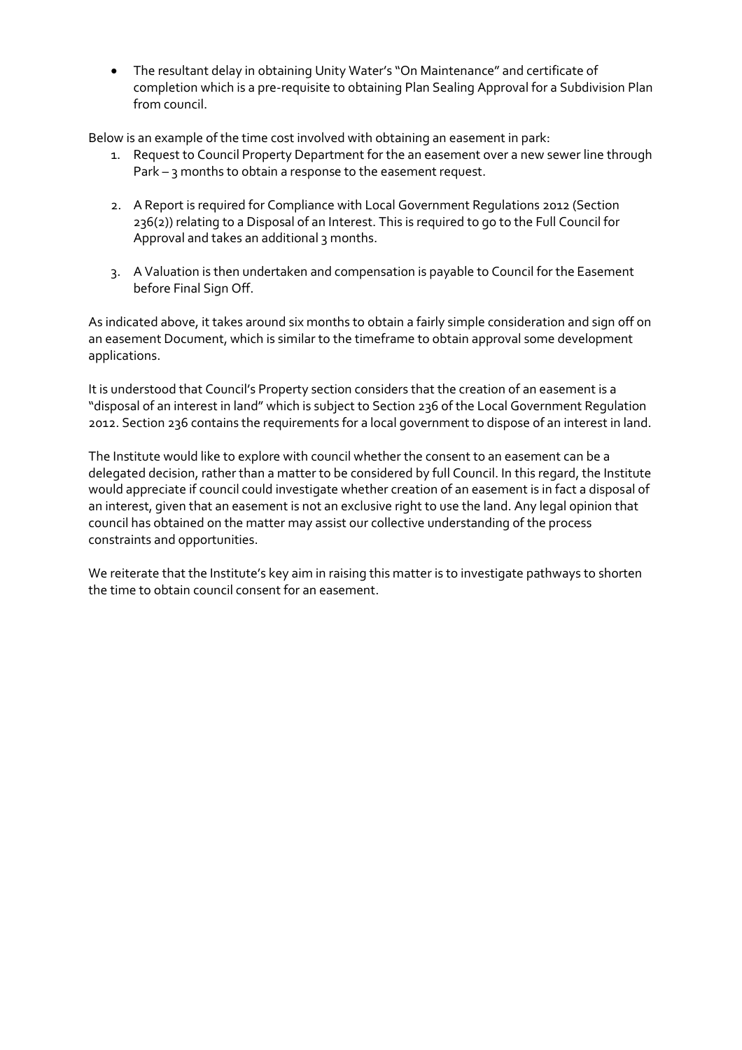- The resultant delay in obtaining Unity Water's "On Maintenance" and certificate of completion which is a pre-requisite to obtaining Plan Sealing Approval for a Subdivision Plan from council.

Below is an example of the time cost involved with obtaining an easement in park:

1. Request to Council Property Department for the an easement over a new sewer line through Park – 3 months to obtain a response to the easement request.

2. A Report is required for Compliance with Local Government Regulations 2012 (Section 236(2)) relating to a Disposal of an Interest. This is required to go to the Full Council for Approval and takes an additional 3 months.

3. A Valuation is then undertaken and compensation is payable to Council for the Easement before Final Sign Off.

As indicated above, it takes around six months to obtain a fairly simple consideration and sign off on an easement Document, which is similar to the timeframe to obtain approval some development applications.

It is understood that Council's Property section considers that the creation of an easement is a "disposal of an interest in land" which is subject to Section 236 of the Local Government Regulation 2012. Section 236 contains the requirements for a local government to dispose of an interest in land.

The Institute would like to explore with council whether the consent to an easement can be a delegated decision, rather than a matter to be considered by full Council. In this regard, the Institute would appreciate if council could investigate whether creation of an easement is in fact a disposal of an interest, given that an easement is not an exclusive right to use the land. Any legal opinion that council has obtained on the matter may assist our collective understanding of the process constraints and opportunities.

We reiterate that the Institute's key aim in raising this matter is to investigate pathways to shorten the time to obtain council consent for an easement.